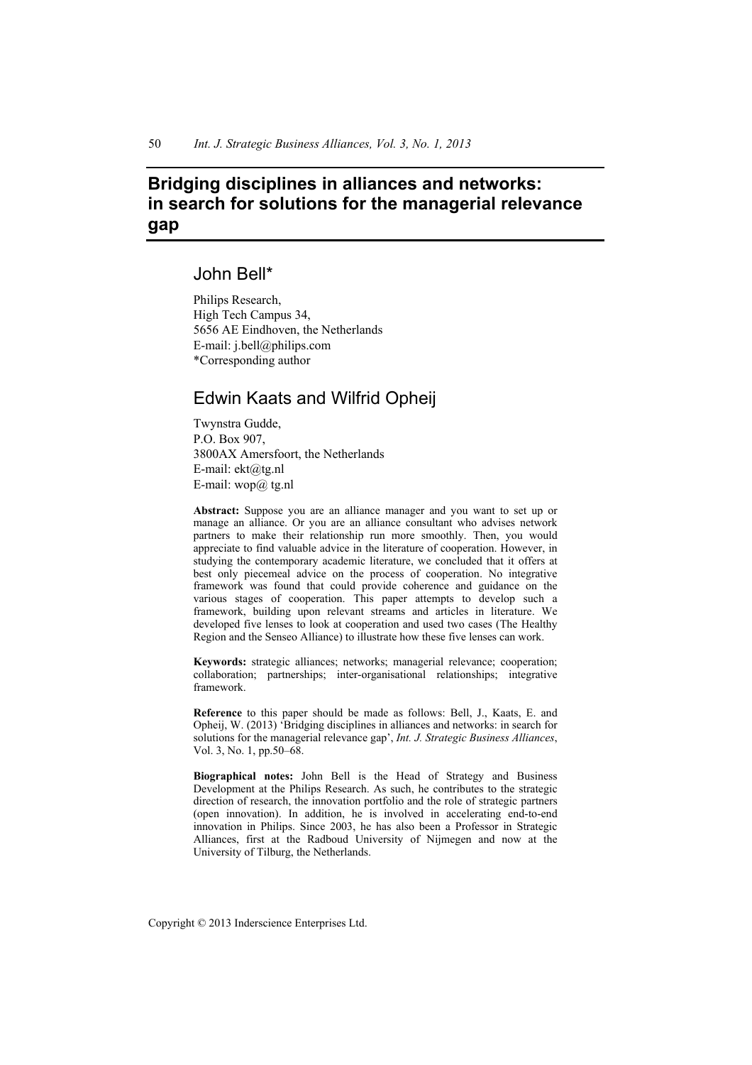# Bridging disciplines in alliances and networks: in search for solutions for the managerial relevance gap

## John Bell*

Philips Research,
High Tech Campus 34,
5656 AE Eindhoven, the Netherlands
E-mail: j.bell@philips.com
*Corresponding author

## Edwin Kaats and Wilfrid Opheij

Twynstra Gudde,
P.O. Box 907,
3800AX Amersfoort, the Netherlands
E-mail: ekt@tg.nl
E-mail: wop@ tg.nl

**Abstract:** Suppose you are an alliance manager and you want to set up or manage an alliance. Or you are an alliance consultant who advises network partners to make their relationship run more smoothly. Then, you would appreciate to find valuable advice in the literature of cooperation. However, in studying the contemporary academic literature, we concluded that it offers at best only piecemeal advice on the process of cooperation. No integrative framework was found that could provide coherence and guidance on the various stages of cooperation. This paper attempts to develop such a framework, building upon relevant streams and articles in literature. We developed five lenses to look at cooperation and used two cases (The Healthy Region and the Senseo Alliance) to illustrate how these five lenses can work.

**Keywords:** strategic alliances; networks; managerial relevance; cooperation; collaboration; partnerships; inter-organisational relationships; integrative framework.

**Reference** to this paper should be made as follows: Bell, J., Kaats, E. and Opheij, W. (2013) 'Bridging disciplines in alliances and networks: in search for solutions for the managerial relevance gap', *Int. J. Strategic Business Alliances*, Vol. 3, No. 1, pp.50–68.

**Biographical notes:** John Bell is the Head of Strategy and Business Development at the Philips Research. As such, he contributes to the strategic direction of research, the innovation portfolio and the role of strategic partners (open innovation). In addition, he is involved in accelerating end-to-end innovation in Philips. Since 2003, he has also been a Professor in Strategic Alliances, first at the Radboud University of Nijmegen and now at the University of Tilburg, the Netherlands.

Copyright © 2013 Inderscience Enterprises Ltd.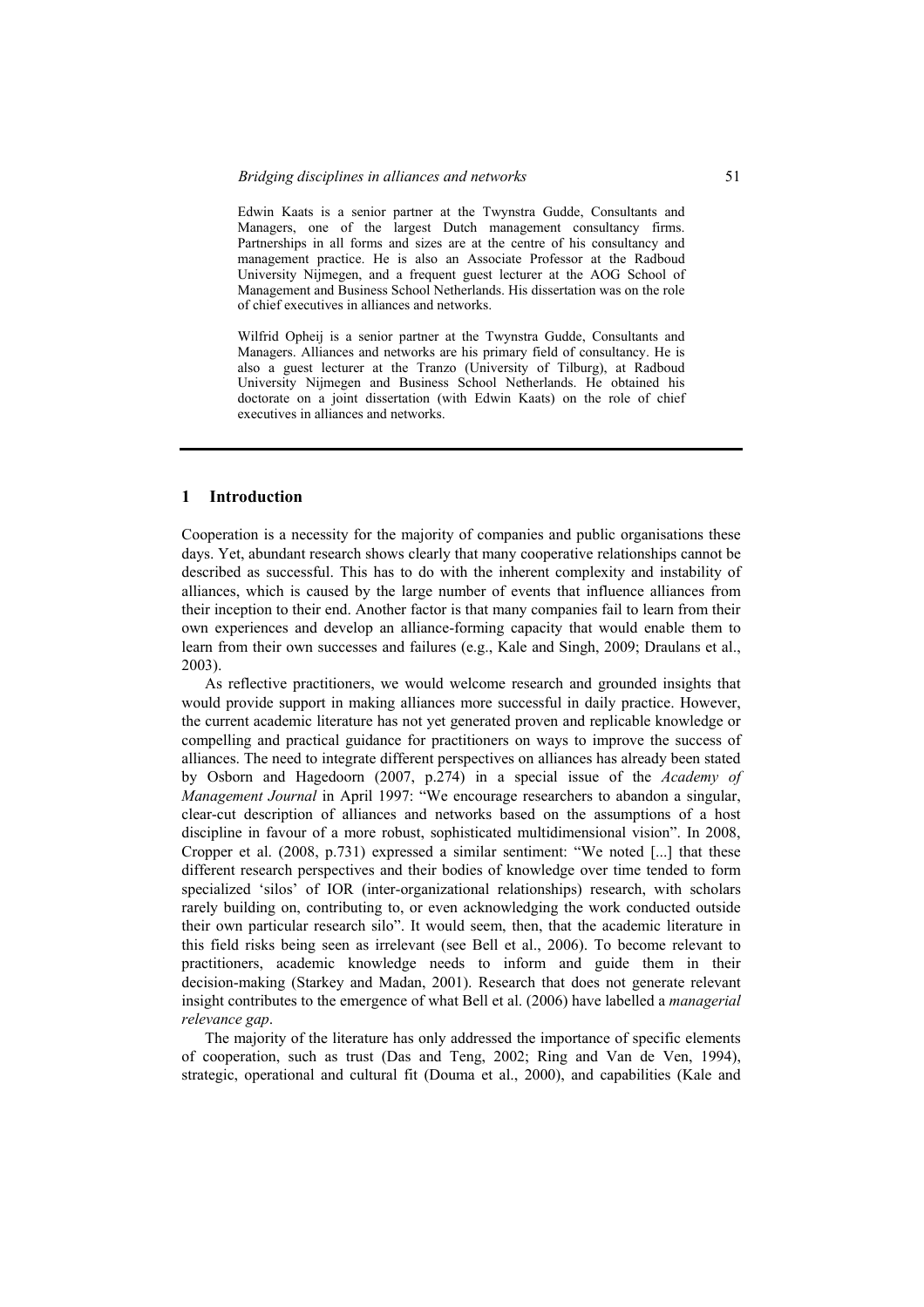Edwin Kaats is a senior partner at the Twynstra Gudde, Consultants and Managers, one of the largest Dutch management consultancy firms. Partnerships in all forms and sizes are at the centre of his consultancy and management practice. He is also an Associate Professor at the Radboud University Nijmegen, and a frequent guest lecturer at the AOG School of Management and Business School Netherlands. His dissertation was on the role of chief executives in alliances and networks.

Wilfrid Opheij is a senior partner at the Twynstra Gudde, Consultants and Managers. Alliances and networks are his primary field of consultancy. He is also a guest lecturer at the Tranzo (University of Tilburg), at Radboud University Nijmegen and Business School Netherlands. He obtained his doctorate on a joint dissertation (with Edwin Kaats) on the role of chief executives in alliances and networks.

## 1 Introduction

Cooperation is a necessity for the majority of companies and public organisations these days. Yet, abundant research shows clearly that many cooperative relationships cannot be described as successful. This has to do with the inherent complexity and instability of alliances, which is caused by the large number of events that influence alliances from their inception to their end. Another factor is that many companies fail to learn from their own experiences and develop an alliance-forming capacity that would enable them to learn from their own successes and failures (e.g., Kale and Singh, 2009; Draulans et al., 2003).

As reflective practitioners, we would welcome research and grounded insights that would provide support in making alliances more successful in daily practice. However, the current academic literature has not yet generated proven and replicable knowledge or compelling and practical guidance for practitioners on ways to improve the success of alliances. The need to integrate different perspectives on alliances has already been stated by Osborn and Hagedoorn (2007, p.274) in a special issue of the *Academy of Management Journal* in April 1997: "We encourage researchers to abandon a singular, clear-cut description of alliances and networks based on the assumptions of a host discipline in favour of a more robust, sophisticated multidimensional vision". In 2008, Cropper et al. (2008, p.731) expressed a similar sentiment: "We noted [...] that these different research perspectives and their bodies of knowledge over time tended to form specialized 'silos' of IOR (inter-organizational relationships) research, with scholars rarely building on, contributing to, or even acknowledging the work conducted outside their own particular research silo". It would seem, then, that the academic literature in this field risks being seen as irrelevant (see Bell et al., 2006). To become relevant to practitioners, academic knowledge needs to inform and guide them in their decision-making (Starkey and Madan, 2001). Research that does not generate relevant insight contributes to the emergence of what Bell et al. (2006) have labelled a *managerial relevance gap*.

The majority of the literature has only addressed the importance of specific elements of cooperation, such as trust (Das and Teng, 2002; Ring and Van de Ven, 1994), strategic, operational and cultural fit (Douma et al., 2000), and capabilities (Kale and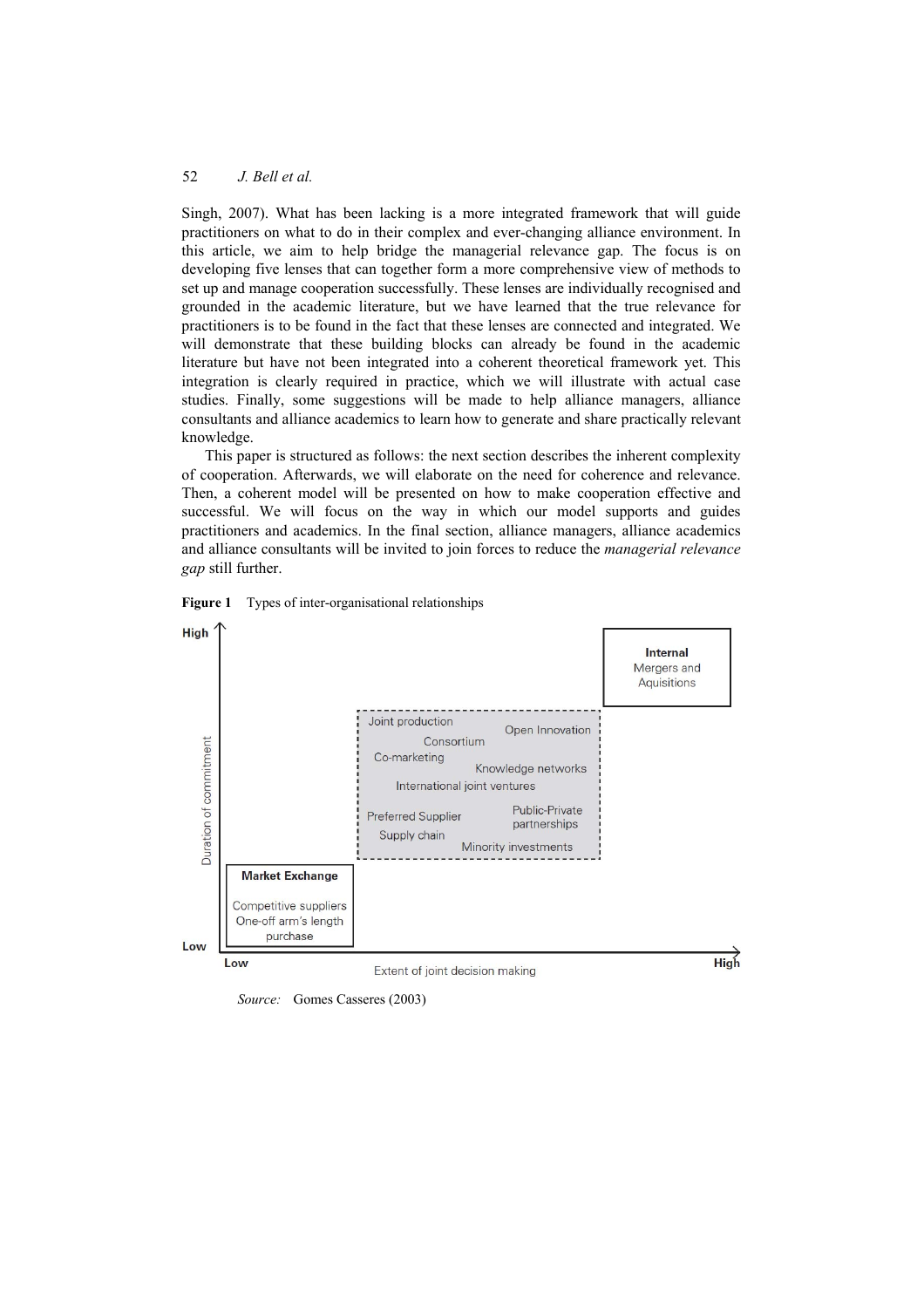Singh, 2007). What has been lacking is a more integrated framework that will guide practitioners on what to do in their complex and ever-changing alliance environment. In this article, we aim to help bridge the managerial relevance gap. The focus is on developing five lenses that can together form a more comprehensive view of methods to set up and manage cooperation successfully. These lenses are individually recognised and grounded in the academic literature, but we have learned that the true relevance for practitioners is to be found in the fact that these lenses are connected and integrated. We will demonstrate that these building blocks can already be found in the academic literature but have not been integrated into a coherent theoretical framework yet. This integration is clearly required in practice, which we will illustrate with actual case studies. Finally, some suggestions will be made to help alliance managers, alliance consultants and alliance academics to learn how to generate and share practically relevant knowledge.

This paper is structured as follows: the next section describes the inherent complexity of cooperation. Afterwards, we will elaborate on the need for coherence and relevance. Then, a coherent model will be presented on how to make cooperation effective and successful. We will focus on the way in which our model supports and guides practitioners and academics. In the final section, alliance managers, alliance academics and alliance consultants will be invited to join forces to reduce the *managerial relevance gap* still further.

**Figure 1** Types of inter-organisational relationships

High

Duration of commitment

Low

**Internal**
Mergers and Aquisitions

Joint production
Open Innovation
Consortium
Co-marketing
Knowledge networks
International joint ventures
Preferred Supplier
Public-Private partnerships
Supply chain
Minority investments

**Market Exchange**
Competitive suppliers
One-off arm's length purchase

Low — Extent of joint decision making — High

*Source:* Gomes Casseres (2003)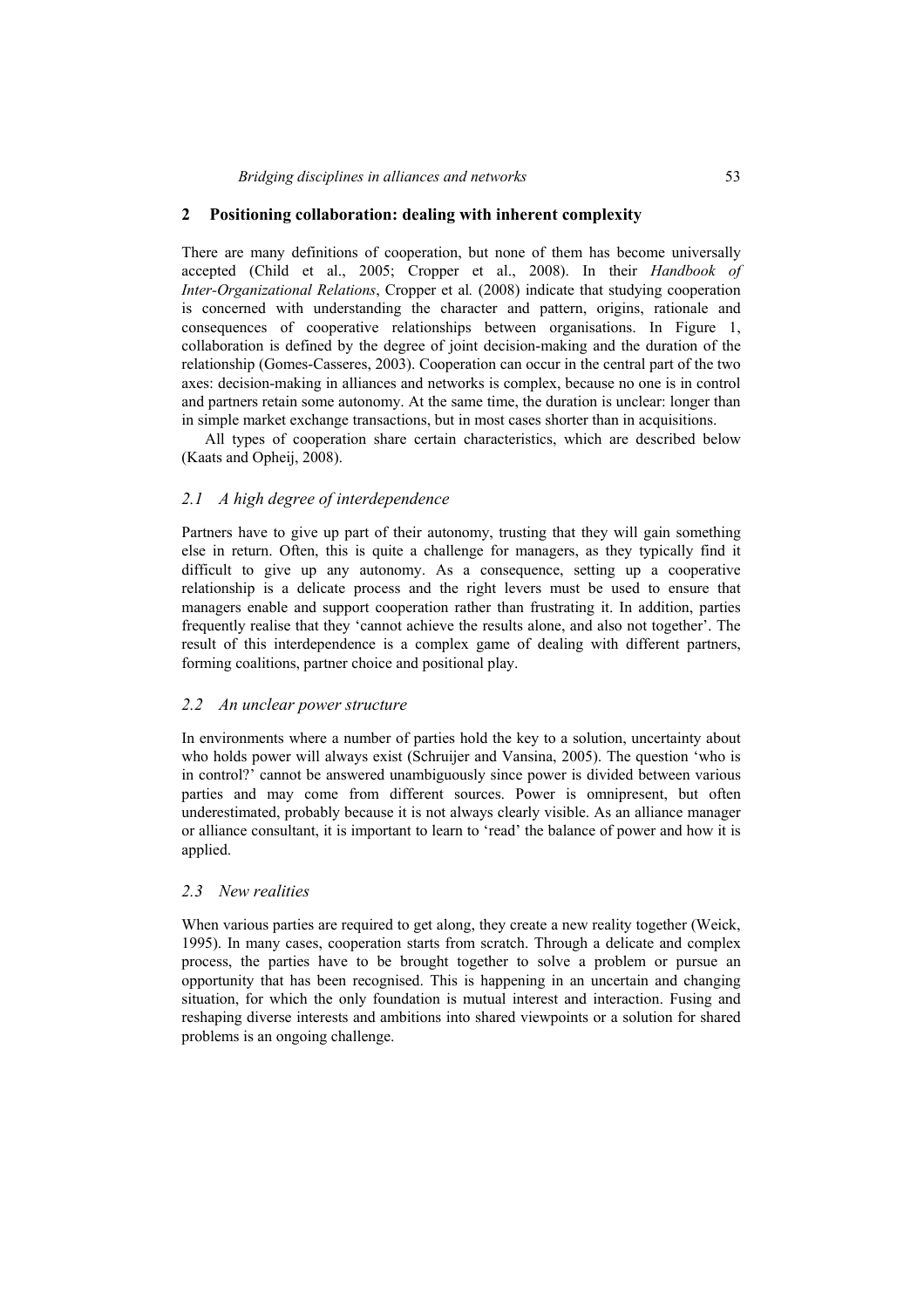## 2 Positioning collaboration: dealing with inherent complexity

There are many definitions of cooperation, but none of them has become universally accepted (Child et al., 2005; Cropper et al., 2008). In their *Handbook of Inter-Organizational Relations*, Cropper et al. (2008) indicate that studying cooperation is concerned with understanding the character and pattern, origins, rationale and consequences of cooperative relationships between organisations. In Figure 1, collaboration is defined by the degree of joint decision-making and the duration of the relationship (Gomes-Casseres, 2003). Cooperation can occur in the central part of the two axes: decision-making in alliances and networks is complex, because no one is in control and partners retain some autonomy. At the same time, the duration is unclear: longer than in simple market exchange transactions, but in most cases shorter than in acquisitions.

All types of cooperation share certain characteristics, which are described below (Kaats and Opheij, 2008).

### *2.1 A high degree of interdependence*

Partners have to give up part of their autonomy, trusting that they will gain something else in return. Often, this is quite a challenge for managers, as they typically find it difficult to give up any autonomy. As a consequence, setting up a cooperative relationship is a delicate process and the right levers must be used to ensure that managers enable and support cooperation rather than frustrating it. In addition, parties frequently realise that they 'cannot achieve the results alone, and also not together'. The result of this interdependence is a complex game of dealing with different partners, forming coalitions, partner choice and positional play.

### *2.2 An unclear power structure*

In environments where a number of parties hold the key to a solution, uncertainty about who holds power will always exist (Schruijer and Vansina, 2005). The question 'who is in control?' cannot be answered unambiguously since power is divided between various parties and may come from different sources. Power is omnipresent, but often underestimated, probably because it is not always clearly visible. As an alliance manager or alliance consultant, it is important to learn to 'read' the balance of power and how it is applied.

### *2.3 New realities*

When various parties are required to get along, they create a new reality together (Weick, 1995). In many cases, cooperation starts from scratch. Through a delicate and complex process, the parties have to be brought together to solve a problem or pursue an opportunity that has been recognised. This is happening in an uncertain and changing situation, for which the only foundation is mutual interest and interaction. Fusing and reshaping diverse interests and ambitions into shared viewpoints or a solution for shared problems is an ongoing challenge.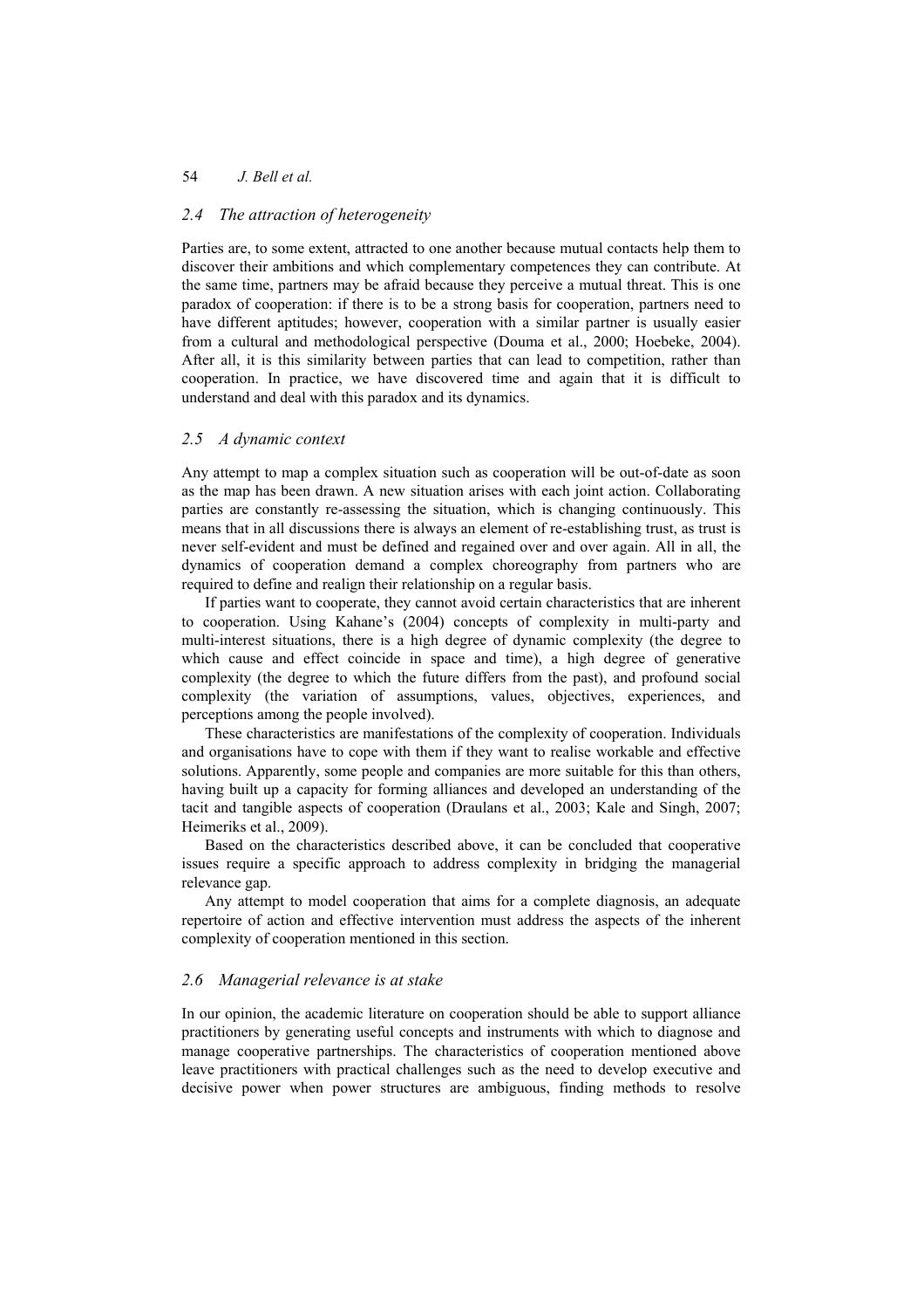### *2.4 The attraction of heterogeneity*

Parties are, to some extent, attracted to one another because mutual contacts help them to discover their ambitions and which complementary competences they can contribute. At the same time, partners may be afraid because they perceive a mutual threat. This is one paradox of cooperation: if there is to be a strong basis for cooperation, partners need to have different aptitudes; however, cooperation with a similar partner is usually easier from a cultural and methodological perspective (Douma et al., 2000; Hoebeke, 2004). After all, it is this similarity between parties that can lead to competition, rather than cooperation. In practice, we have discovered time and again that it is difficult to understand and deal with this paradox and its dynamics.

### *2.5 A dynamic context*

Any attempt to map a complex situation such as cooperation will be out-of-date as soon as the map has been drawn. A new situation arises with each joint action. Collaborating parties are constantly re-assessing the situation, which is changing continuously. This means that in all discussions there is always an element of re-establishing trust, as trust is never self-evident and must be defined and regained over and over again. All in all, the dynamics of cooperation demand a complex choreography from partners who are required to define and realign their relationship on a regular basis.

If parties want to cooperate, they cannot avoid certain characteristics that are inherent to cooperation. Using Kahane's (2004) concepts of complexity in multi-party and multi-interest situations, there is a high degree of dynamic complexity (the degree to which cause and effect coincide in space and time), a high degree of generative complexity (the degree to which the future differs from the past), and profound social complexity (the variation of assumptions, values, objectives, experiences, and perceptions among the people involved).

These characteristics are manifestations of the complexity of cooperation. Individuals and organisations have to cope with them if they want to realise workable and effective solutions. Apparently, some people and companies are more suitable for this than others, having built up a capacity for forming alliances and developed an understanding of the tacit and tangible aspects of cooperation (Draulans et al., 2003; Kale and Singh, 2007; Heimeriks et al., 2009).

Based on the characteristics described above, it can be concluded that cooperative issues require a specific approach to address complexity in bridging the managerial relevance gap.

Any attempt to model cooperation that aims for a complete diagnosis, an adequate repertoire of action and effective intervention must address the aspects of the inherent complexity of cooperation mentioned in this section.

### *2.6 Managerial relevance is at stake*

In our opinion, the academic literature on cooperation should be able to support alliance practitioners by generating useful concepts and instruments with which to diagnose and manage cooperative partnerships. The characteristics of cooperation mentioned above leave practitioners with practical challenges such as the need to develop executive and decisive power when power structures are ambiguous, finding methods to resolve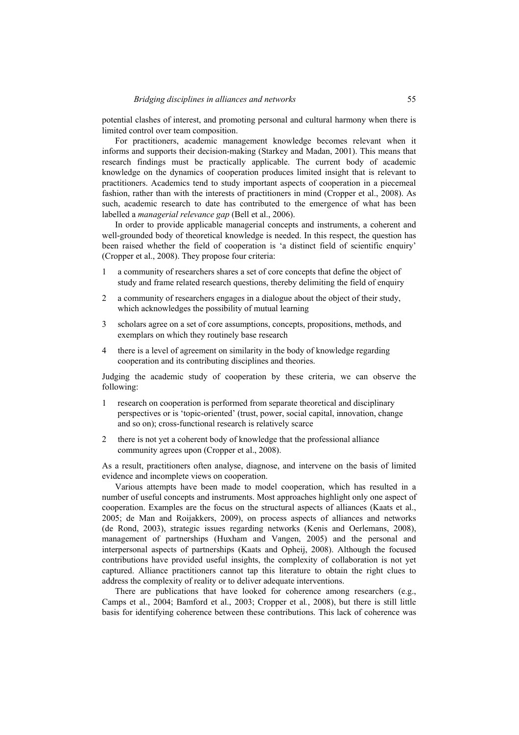potential clashes of interest, and promoting personal and cultural harmony when there is limited control over team composition.

For practitioners, academic management knowledge becomes relevant when it informs and supports their decision-making (Starkey and Madan, 2001). This means that research findings must be practically applicable. The current body of academic knowledge on the dynamics of cooperation produces limited insight that is relevant to practitioners. Academics tend to study important aspects of cooperation in a piecemeal fashion, rather than with the interests of practitioners in mind (Cropper et al., 2008). As such, academic research to date has contributed to the emergence of what has been labelled a *managerial relevance gap* (Bell et al., 2006).

In order to provide applicable managerial concepts and instruments, a coherent and well-grounded body of theoretical knowledge is needed. In this respect, the question has been raised whether the field of cooperation is 'a distinct field of scientific enquiry' (Cropper et al., 2008). They propose four criteria:

1. a community of researchers shares a set of core concepts that define the object of study and frame related research questions, thereby delimiting the field of enquiry
2. a community of researchers engages in a dialogue about the object of their study, which acknowledges the possibility of mutual learning
3. scholars agree on a set of core assumptions, concepts, propositions, methods, and exemplars on which they routinely base research
4. there is a level of agreement on similarity in the body of knowledge regarding cooperation and its contributing disciplines and theories.

Judging the academic study of cooperation by these criteria, we can observe the following:

1. research on cooperation is performed from separate theoretical and disciplinary perspectives or is 'topic-oriented' (trust, power, social capital, innovation, change and so on); cross-functional research is relatively scarce
2. there is not yet a coherent body of knowledge that the professional alliance community agrees upon (Cropper et al., 2008).

As a result, practitioners often analyse, diagnose, and intervene on the basis of limited evidence and incomplete views on cooperation.

Various attempts have been made to model cooperation, which has resulted in a number of useful concepts and instruments. Most approaches highlight only one aspect of cooperation. Examples are the focus on the structural aspects of alliances (Kaats et al., 2005; de Man and Roijakkers, 2009), on process aspects of alliances and networks (de Rond, 2003), strategic issues regarding networks (Kenis and Oerlemans, 2008), management of partnerships (Huxham and Vangen, 2005) and the personal and interpersonal aspects of partnerships (Kaats and Opheij, 2008). Although the focused contributions have provided useful insights, the complexity of collaboration is not yet captured. Alliance practitioners cannot tap this literature to obtain the right clues to address the complexity of reality or to deliver adequate interventions.

There are publications that have looked for coherence among researchers (e.g., Camps et al., 2004; Bamford et al., 2003; Cropper et al., 2008), but there is still little basis for identifying coherence between these contributions. This lack of coherence was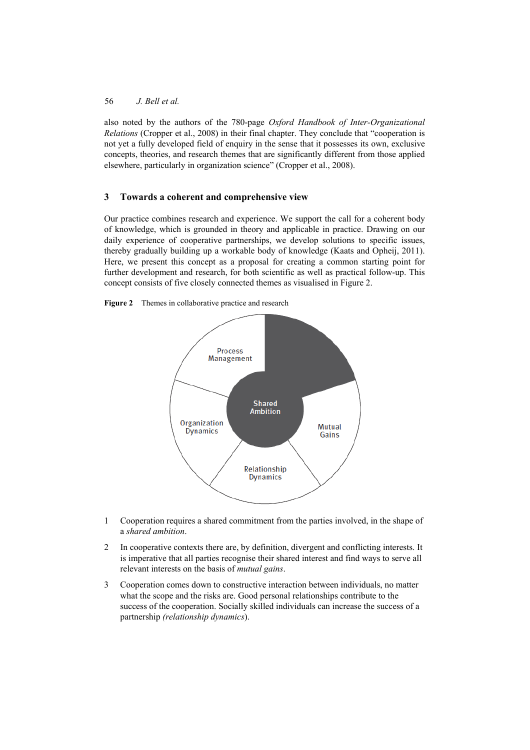also noted by the authors of the 780-page *Oxford Handbook of Inter-Organizational Relations* (Cropper et al., 2008) in their final chapter. They conclude that "cooperation is not yet a fully developed field of enquiry in the sense that it possesses its own, exclusive concepts, theories, and research themes that are significantly different from those applied elsewhere, particularly in organization science" (Cropper et al., 2008).

## 3 Towards a coherent and comprehensive view

Our practice combines research and experience. We support the call for a coherent body of knowledge, which is grounded in theory and applicable in practice. Drawing on our daily experience of cooperative partnerships, we develop solutions to specific issues, thereby gradually building up a workable body of knowledge (Kaats and Opheij, 2011). Here, we present this concept as a proposal for creating a common starting point for further development and research, for both scientific as well as practical follow-up. This concept consists of five closely connected themes as visualised in Figure 2.

**Figure 2** Themes in collaborative practice and research

Process Management

Shared Ambition

Organization Dynamics

Mutual Gains

Relationship Dynamics

1. Cooperation requires a shared commitment from the parties involved, in the shape of a *shared ambition*.
2. In cooperative contexts there are, by definition, divergent and conflicting interests. It is imperative that all parties recognise their shared interest and find ways to serve all relevant interests on the basis of *mutual gains*.
3. Cooperation comes down to constructive interaction between individuals, no matter what the scope and the risks are. Good personal relationships contribute to the success of the cooperation. Socially skilled individuals can increase the success of a partnership *(relationship dynamics*).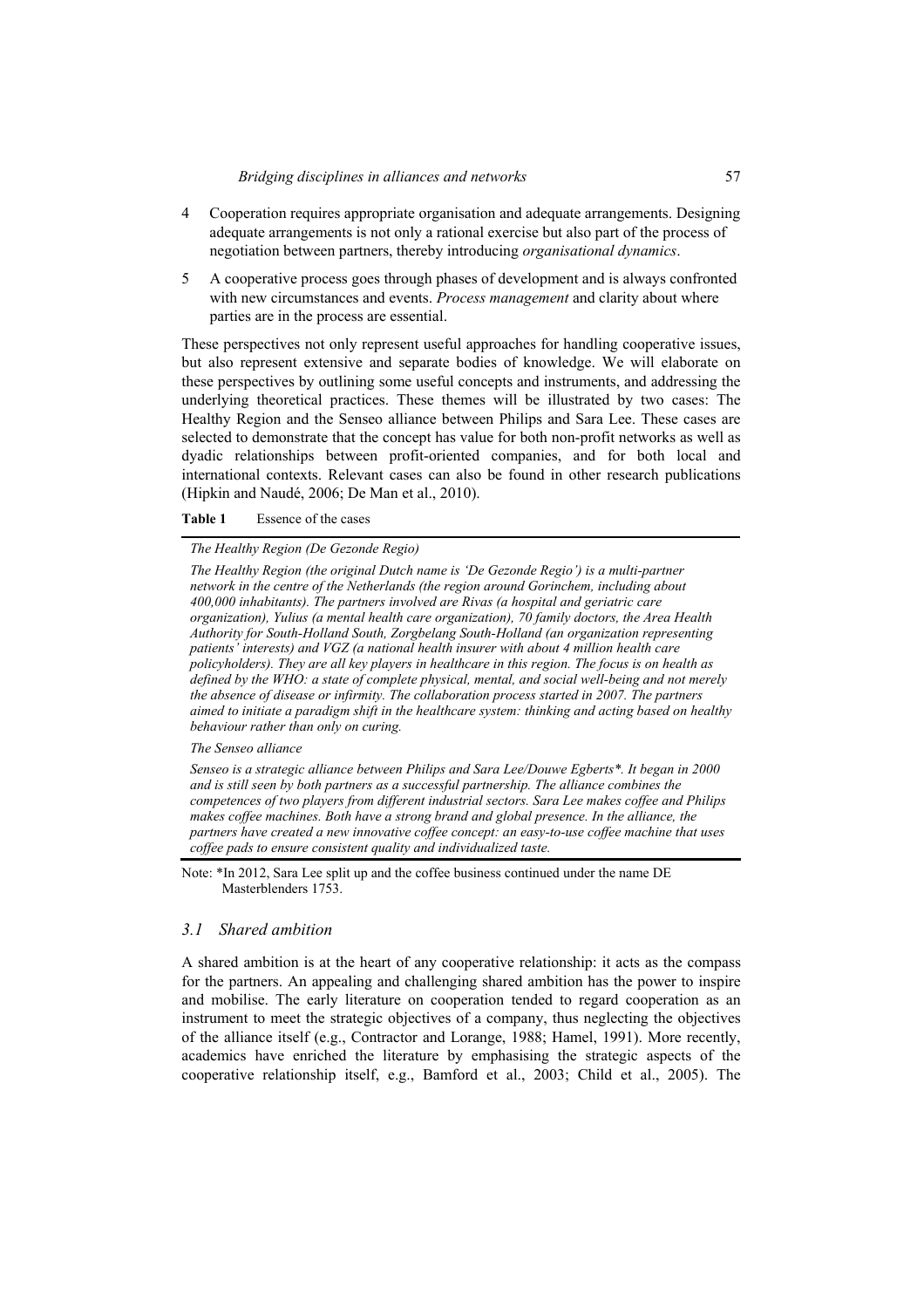4. Cooperation requires appropriate organisation and adequate arrangements. Designing adequate arrangements is not only a rational exercise but also part of the process of negotiation between partners, thereby introducing *organisational dynamics*.
5. A cooperative process goes through phases of development and is always confronted with new circumstances and events. *Process management* and clarity about where parties are in the process are essential.

These perspectives not only represent useful approaches for handling cooperative issues, but also represent extensive and separate bodies of knowledge. We will elaborate on these perspectives by outlining some useful concepts and instruments, and addressing the underlying theoretical practices. These themes will be illustrated by two cases: The Healthy Region and the Senseo alliance between Philips and Sara Lee. These cases are selected to demonstrate that the concept has value for both non-profit networks as well as dyadic relationships between profit-oriented companies, and for both local and international contexts. Relevant cases can also be found in other research publications (Hipkin and Naudé, 2006; De Man et al., 2010).

**Table 1** Essence of the cases

| |
|---|
| *The Healthy Region (De Gezonde Regio)* |
| *The Healthy Region (the original Dutch name is 'De Gezonde Regio') is a multi-partner network in the centre of the Netherlands (the region around Gorinchem, including about 400,000 inhabitants). The partners involved are Rivas (a hospital and geriatric care organization), Yulius (a mental health care organization), 70 family doctors, the Area Health Authority for South-Holland South, Zorgbelang South-Holland (an organization representing patients' interests) and VGZ (a national health insurer with about 4 million health care policyholders). They are all key players in healthcare in this region. The focus is on health as defined by the WHO: a state of complete physical, mental, and social well-being and not merely the absence of disease or infirmity. The collaboration process started in 2007. The partners aimed to initiate a paradigm shift in the healthcare system: thinking and acting based on healthy behaviour rather than only on curing.* |
| *The Senseo alliance* |
| *Senseo is a strategic alliance between Philips and Sara Lee/Douwe Egberts\*. It began in 2000 and is still seen by both partners as a successful partnership. The alliance combines the competences of two players from different industrial sectors. Sara Lee makes coffee and Philips makes coffee machines. Both have a strong brand and global presence. In the alliance, the partners have created a new innovative coffee concept: an easy-to-use coffee machine that uses coffee pads to ensure consistent quality and individualized taste.* |

Note: *In 2012, Sara Lee split up and the coffee business continued under the name DE Masterblenders 1753.

### *3.1 Shared ambition*

A shared ambition is at the heart of any cooperative relationship: it acts as the compass for the partners. An appealing and challenging shared ambition has the power to inspire and mobilise. The early literature on cooperation tended to regard cooperation as an instrument to meet the strategic objectives of a company, thus neglecting the objectives of the alliance itself (e.g., Contractor and Lorange, 1988; Hamel, 1991). More recently, academics have enriched the literature by emphasising the strategic aspects of the cooperative relationship itself, e.g., Bamford et al., 2003; Child et al., 2005). The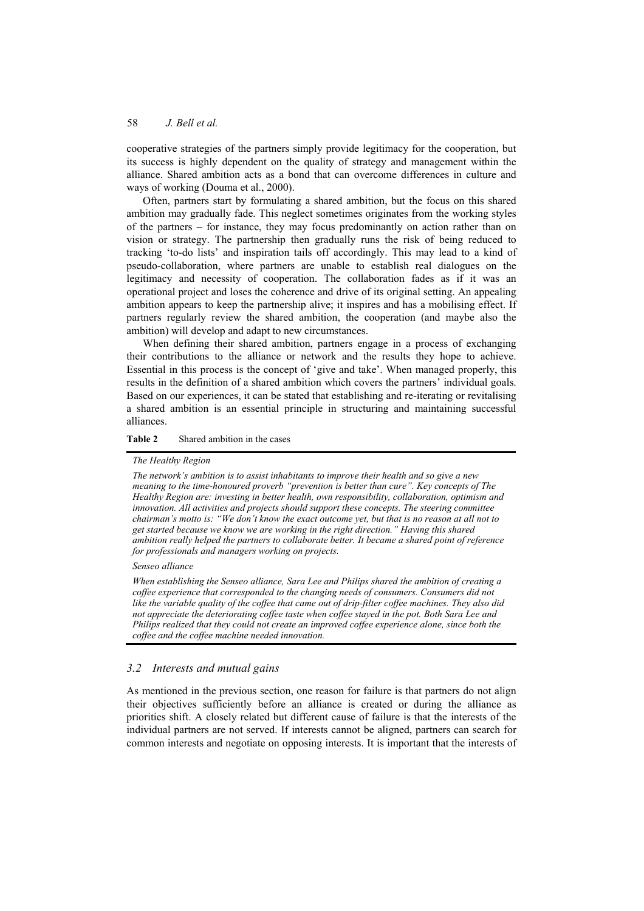cooperative strategies of the partners simply provide legitimacy for the cooperation, but its success is highly dependent on the quality of strategy and management within the alliance. Shared ambition acts as a bond that can overcome differences in culture and ways of working (Douma et al., 2000).

Often, partners start by formulating a shared ambition, but the focus on this shared ambition may gradually fade. This neglect sometimes originates from the working styles of the partners – for instance, they may focus predominantly on action rather than on vision or strategy. The partnership then gradually runs the risk of being reduced to tracking 'to-do lists' and inspiration tails off accordingly. This may lead to a kind of pseudo-collaboration, where partners are unable to establish real dialogues on the legitimacy and necessity of cooperation. The collaboration fades as if it was an operational project and loses the coherence and drive of its original setting. An appealing ambition appears to keep the partnership alive; it inspires and has a mobilising effect. If partners regularly review the shared ambition, the cooperation (and maybe also the ambition) will develop and adapt to new circumstances.

When defining their shared ambition, partners engage in a process of exchanging their contributions to the alliance or network and the results they hope to achieve. Essential in this process is the concept of 'give and take'. When managed properly, this results in the definition of a shared ambition which covers the partners' individual goals. Based on our experiences, it can be stated that establishing and re-iterating or revitalising a shared ambition is an essential principle in structuring and maintaining successful alliances.

**Table 2** Shared ambition in the cases

| |
|---|
| *The Healthy Region* |
| *The network's ambition is to assist inhabitants to improve their health and so give a new meaning to the time-honoured proverb "prevention is better than cure". Key concepts of The Healthy Region are: investing in better health, own responsibility, collaboration, optimism and innovation. All activities and projects should support these concepts. The steering committee chairman's motto is: "We don't know the exact outcome yet, but that is no reason at all not to get started because we know we are working in the right direction." Having this shared ambition really helped the partners to collaborate better. It became a shared point of reference for professionals and managers working on projects.* |
| *Senseo alliance* |
| *When establishing the Senseo alliance, Sara Lee and Philips shared the ambition of creating a coffee experience that corresponded to the changing needs of consumers. Consumers did not like the variable quality of the coffee that came out of drip-filter coffee machines. They also did not appreciate the deteriorating coffee taste when coffee stayed in the pot. Both Sara Lee and Philips realized that they could not create an improved coffee experience alone, since both the coffee and the coffee machine needed innovation.* |

### 3.2 Interests and mutual gains

As mentioned in the previous section, one reason for failure is that partners do not align their objectives sufficiently before an alliance is created or during the alliance as priorities shift. A closely related but different cause of failure is that the interests of the individual partners are not served. If interests cannot be aligned, partners can search for common interests and negotiate on opposing interests. It is important that the interests of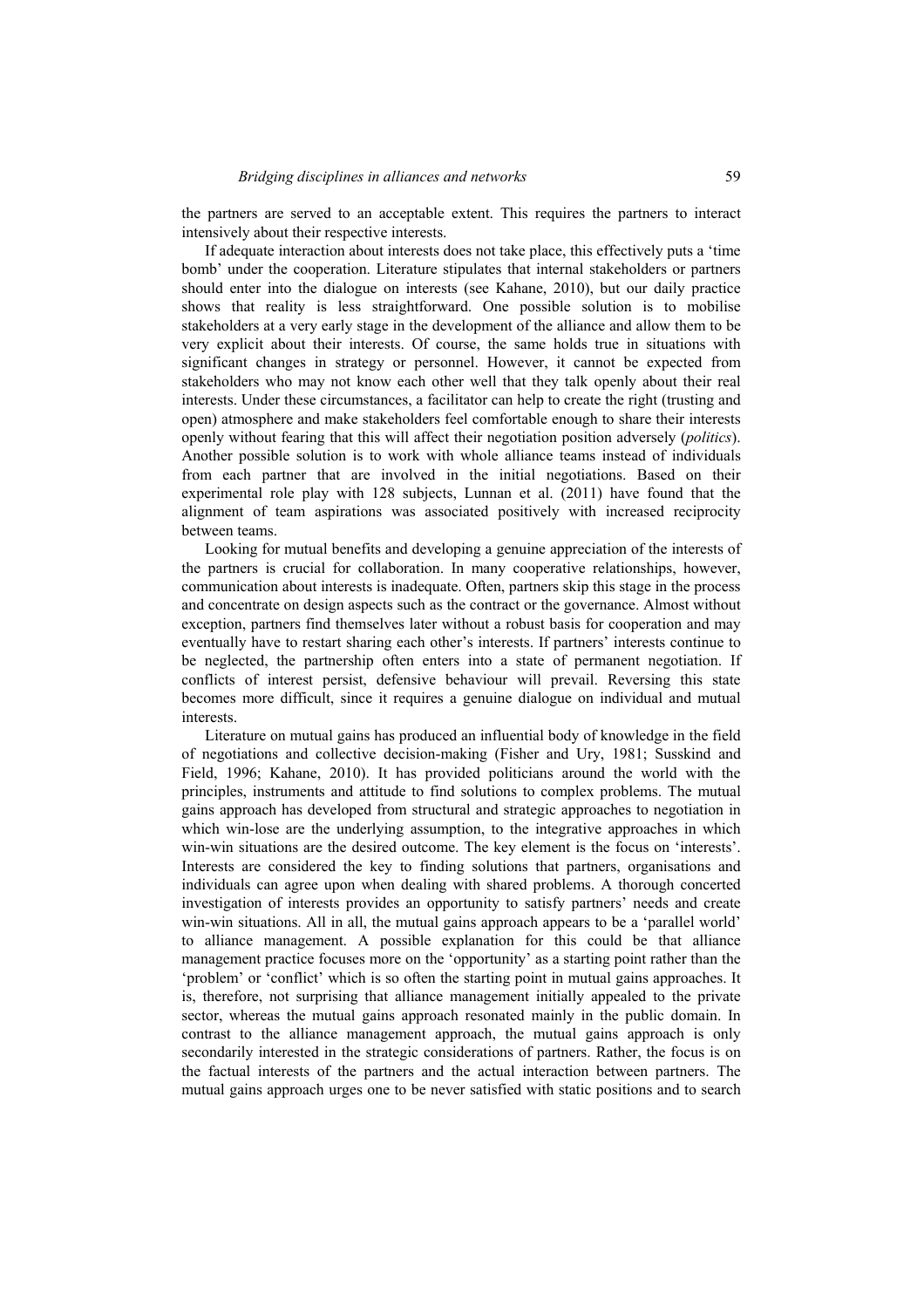the partners are served to an acceptable extent. This requires the partners to interact intensively about their respective interests.

If adequate interaction about interests does not take place, this effectively puts a 'time bomb' under the cooperation. Literature stipulates that internal stakeholders or partners should enter into the dialogue on interests (see Kahane, 2010), but our daily practice shows that reality is less straightforward. One possible solution is to mobilise stakeholders at a very early stage in the development of the alliance and allow them to be very explicit about their interests. Of course, the same holds true in situations with significant changes in strategy or personnel. However, it cannot be expected from stakeholders who may not know each other well that they talk openly about their real interests. Under these circumstances, a facilitator can help to create the right (trusting and open) atmosphere and make stakeholders feel comfortable enough to share their interests openly without fearing that this will affect their negotiation position adversely (*politics*). Another possible solution is to work with whole alliance teams instead of individuals from each partner that are involved in the initial negotiations. Based on their experimental role play with 128 subjects, Lunnan et al. (2011) have found that the alignment of team aspirations was associated positively with increased reciprocity between teams.

Looking for mutual benefits and developing a genuine appreciation of the interests of the partners is crucial for collaboration. In many cooperative relationships, however, communication about interests is inadequate. Often, partners skip this stage in the process and concentrate on design aspects such as the contract or the governance. Almost without exception, partners find themselves later without a robust basis for cooperation and may eventually have to restart sharing each other's interests. If partners' interests continue to be neglected, the partnership often enters into a state of permanent negotiation. If conflicts of interest persist, defensive behaviour will prevail. Reversing this state becomes more difficult, since it requires a genuine dialogue on individual and mutual interests.

Literature on mutual gains has produced an influential body of knowledge in the field of negotiations and collective decision-making (Fisher and Ury, 1981; Susskind and Field, 1996; Kahane, 2010). It has provided politicians around the world with the principles, instruments and attitude to find solutions to complex problems. The mutual gains approach has developed from structural and strategic approaches to negotiation in which win-lose are the underlying assumption, to the integrative approaches in which win-win situations are the desired outcome. The key element is the focus on 'interests'. Interests are considered the key to finding solutions that partners, organisations and individuals can agree upon when dealing with shared problems. A thorough concerted investigation of interests provides an opportunity to satisfy partners' needs and create win-win situations. All in all, the mutual gains approach appears to be a 'parallel world' to alliance management. A possible explanation for this could be that alliance management practice focuses more on the 'opportunity' as a starting point rather than the 'problem' or 'conflict' which is so often the starting point in mutual gains approaches. It is, therefore, not surprising that alliance management initially appealed to the private sector, whereas the mutual gains approach resonated mainly in the public domain. In contrast to the alliance management approach, the mutual gains approach is only secondarily interested in the strategic considerations of partners. Rather, the focus is on the factual interests of the partners and the actual interaction between partners. The mutual gains approach urges one to be never satisfied with static positions and to search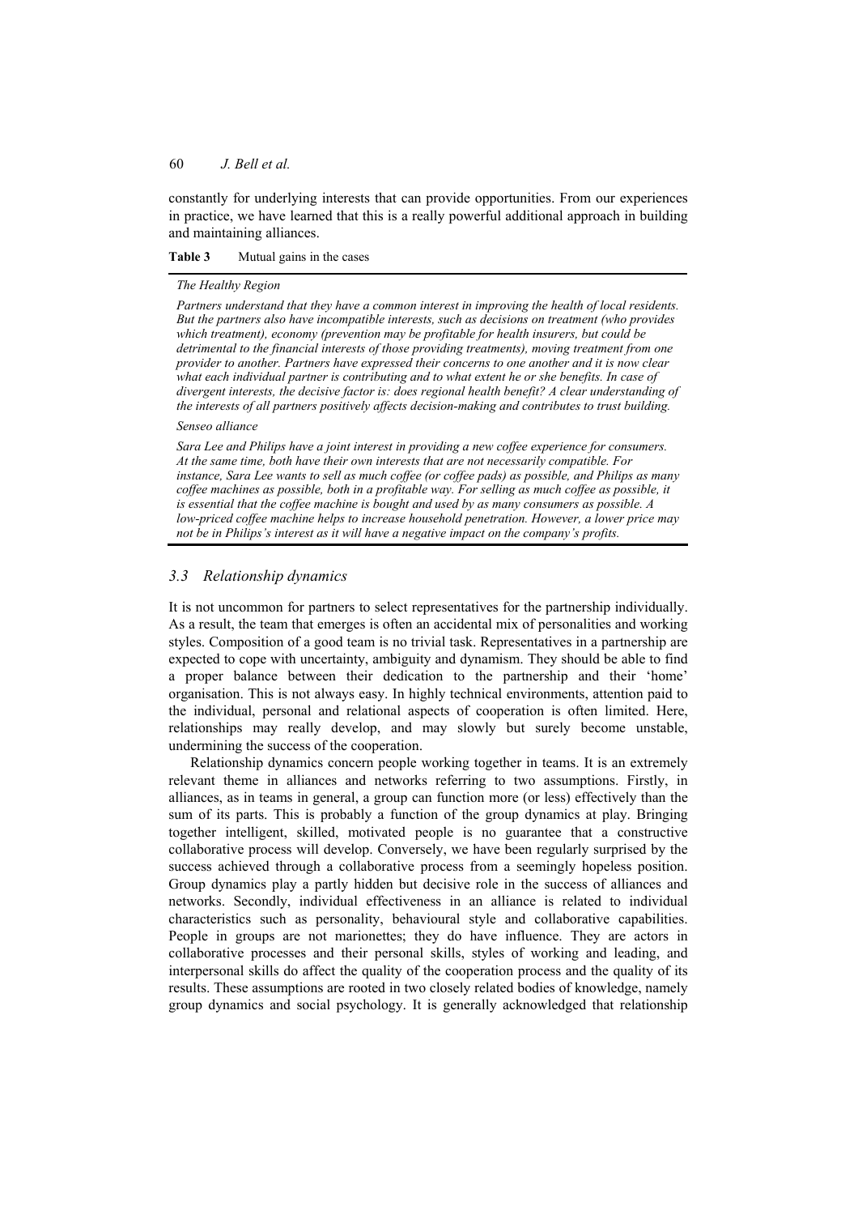constantly for underlying interests that can provide opportunities. From our experiences in practice, we have learned that this is a really powerful additional approach in building and maintaining alliances.

**Table 3** Mutual gains in the cases

| |
|---|
| *The Healthy Region* |
| *Partners understand that they have a common interest in improving the health of local residents. But the partners also have incompatible interests, such as decisions on treatment (who provides which treatment), economy (prevention may be profitable for health insurers, but could be detrimental to the financial interests of those providing treatments), moving treatment from one provider to another. Partners have expressed their concerns to one another and it is now clear what each individual partner is contributing and to what extent he or she benefits. In case of divergent interests, the decisive factor is: does regional health benefit? A clear understanding of the interests of all partners positively affects decision-making and contributes to trust building.* |
| *Senseo alliance* |
| *Sara Lee and Philips have a joint interest in providing a new coffee experience for consumers. At the same time, both have their own interests that are not necessarily compatible. For instance, Sara Lee wants to sell as much coffee (or coffee pads) as possible, and Philips as many coffee machines as possible, both in a profitable way. For selling as much coffee as possible, it is essential that the coffee machine is bought and used by as many consumers as possible. A low-priced coffee machine helps to increase household penetration. However, a lower price may not be in Philips's interest as it will have a negative impact on the company's profits.* |

### *3.3 Relationship dynamics*

It is not uncommon for partners to select representatives for the partnership individually. As a result, the team that emerges is often an accidental mix of personalities and working styles. Composition of a good team is no trivial task. Representatives in a partnership are expected to cope with uncertainty, ambiguity and dynamism. They should be able to find a proper balance between their dedication to the partnership and their 'home' organisation. This is not always easy. In highly technical environments, attention paid to the individual, personal and relational aspects of cooperation is often limited. Here, relationships may really develop, and may slowly but surely become unstable, undermining the success of the cooperation.

Relationship dynamics concern people working together in teams. It is an extremely relevant theme in alliances and networks referring to two assumptions. Firstly, in alliances, as in teams in general, a group can function more (or less) effectively than the sum of its parts. This is probably a function of the group dynamics at play. Bringing together intelligent, skilled, motivated people is no guarantee that a constructive collaborative process will develop. Conversely, we have been regularly surprised by the success achieved through a collaborative process from a seemingly hopeless position. Group dynamics play a partly hidden but decisive role in the success of alliances and networks. Secondly, individual effectiveness in an alliance is related to individual characteristics such as personality, behavioural style and collaborative capabilities. People in groups are not marionettes; they do have influence. They are actors in collaborative processes and their personal skills, styles of working and leading, and interpersonal skills do affect the quality of the cooperation process and the quality of its results. These assumptions are rooted in two closely related bodies of knowledge, namely group dynamics and social psychology. It is generally acknowledged that relationship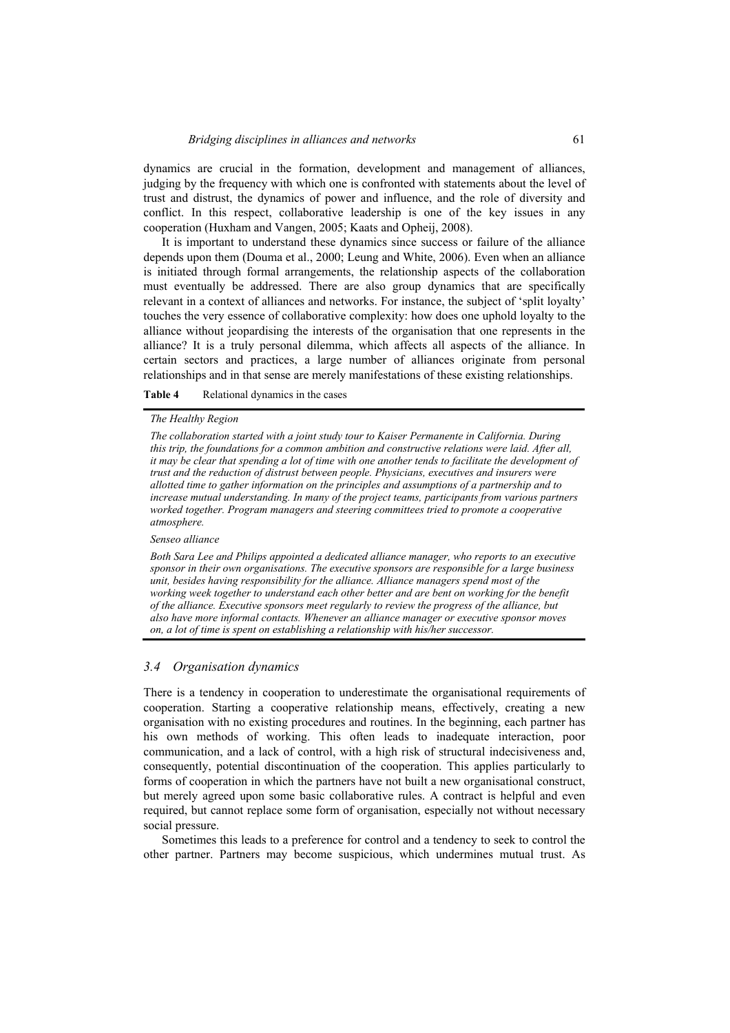dynamics are crucial in the formation, development and management of alliances, judging by the frequency with which one is confronted with statements about the level of trust and distrust, the dynamics of power and influence, and the role of diversity and conflict. In this respect, collaborative leadership is one of the key issues in any cooperation (Huxham and Vangen, 2005; Kaats and Opheij, 2008).

It is important to understand these dynamics since success or failure of the alliance depends upon them (Douma et al., 2000; Leung and White, 2006). Even when an alliance is initiated through formal arrangements, the relationship aspects of the collaboration must eventually be addressed. There are also group dynamics that are specifically relevant in a context of alliances and networks. For instance, the subject of 'split loyalty' touches the very essence of collaborative complexity: how does one uphold loyalty to the alliance without jeopardising the interests of the organisation that one represents in the alliance? It is a truly personal dilemma, which affects all aspects of the alliance. In certain sectors and practices, a large number of alliances originate from personal relationships and in that sense are merely manifestations of these existing relationships.

**Table 4** Relational dynamics in the cases

| |
|---|
| *The Healthy Region* |
| *The collaboration started with a joint study tour to Kaiser Permanente in California. During this trip, the foundations for a common ambition and constructive relations were laid. After all, it may be clear that spending a lot of time with one another tends to facilitate the development of trust and the reduction of distrust between people. Physicians, executives and insurers were allotted time to gather information on the principles and assumptions of a partnership and to increase mutual understanding. In many of the project teams, participants from various partners worked together. Program managers and steering committees tried to promote a cooperative atmosphere.* |
| *Senseo alliance* |
| *Both Sara Lee and Philips appointed a dedicated alliance manager, who reports to an executive sponsor in their own organisations. The executive sponsors are responsible for a large business unit, besides having responsibility for the alliance. Alliance managers spend most of the working week together to understand each other better and are bent on working for the benefit of the alliance. Executive sponsors meet regularly to review the progress of the alliance, but also have more informal contacts. Whenever an alliance manager or executive sponsor moves on, a lot of time is spent on establishing a relationship with his/her successor.* |

### *3.4 Organisation dynamics*

There is a tendency in cooperation to underestimate the organisational requirements of cooperation. Starting a cooperative relationship means, effectively, creating a new organisation with no existing procedures and routines. In the beginning, each partner has his own methods of working. This often leads to inadequate interaction, poor communication, and a lack of control, with a high risk of structural indecisiveness and, consequently, potential discontinuation of the cooperation. This applies particularly to forms of cooperation in which the partners have not built a new organisational construct, but merely agreed upon some basic collaborative rules. A contract is helpful and even required, but cannot replace some form of organisation, especially not without necessary social pressure.

Sometimes this leads to a preference for control and a tendency to seek to control the other partner. Partners may become suspicious, which undermines mutual trust. As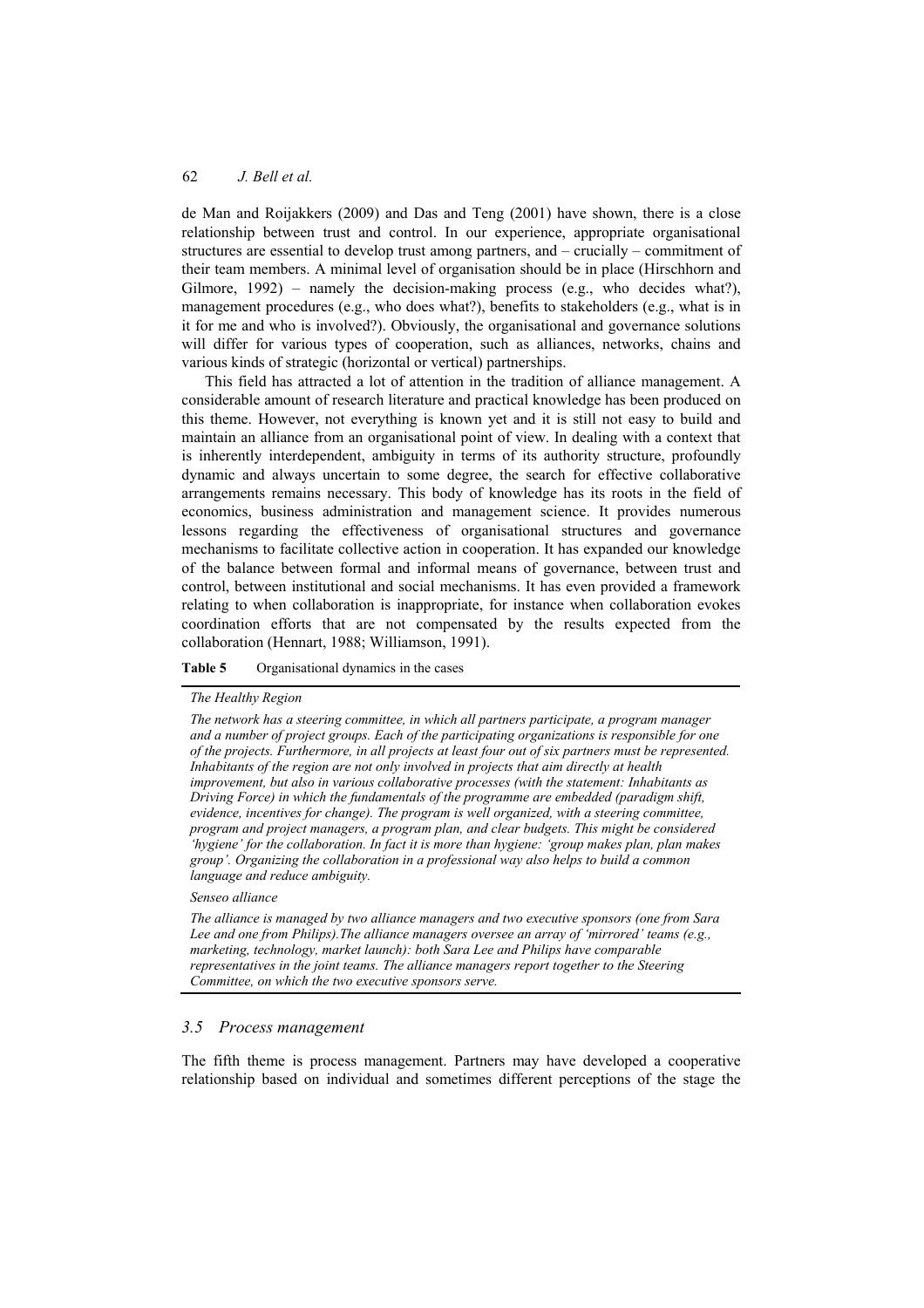de Man and Roijakkers (2009) and Das and Teng (2001) have shown, there is a close relationship between trust and control. In our experience, appropriate organisational structures are essential to develop trust among partners, and – crucially – commitment of their team members. A minimal level of organisation should be in place (Hirschhorn and Gilmore, 1992) – namely the decision-making process (e.g., who decides what?), management procedures (e.g., who does what?), benefits to stakeholders (e.g., what is in it for me and who is involved?). Obviously, the organisational and governance solutions will differ for various types of cooperation, such as alliances, networks, chains and various kinds of strategic (horizontal or vertical) partnerships.

This field has attracted a lot of attention in the tradition of alliance management. A considerable amount of research literature and practical knowledge has been produced on this theme. However, not everything is known yet and it is still not easy to build and maintain an alliance from an organisational point of view. In dealing with a context that is inherently interdependent, ambiguity in terms of its authority structure, profoundly dynamic and always uncertain to some degree, the search for effective collaborative arrangements remains necessary. This body of knowledge has its roots in the field of economics, business administration and management science. It provides numerous lessons regarding the effectiveness of organisational structures and governance mechanisms to facilitate collective action in cooperation. It has expanded our knowledge of the balance between formal and informal means of governance, between trust and control, between institutional and social mechanisms. It has even provided a framework relating to when collaboration is inappropriate, for instance when collaboration evokes coordination efforts that are not compensated by the results expected from the collaboration (Hennart, 1988; Williamson, 1991).

**Table 5** Organisational dynamics in the cases

| |
|---|
| *The Healthy Region* |
| *The network has a steering committee, in which all partners participate, a program manager and a number of project groups. Each of the participating organizations is responsible for one of the projects. Furthermore, in all projects at least four out of six partners must be represented. Inhabitants of the region are not only involved in projects that aim directly at health improvement, but also in various collaborative processes (with the statement: Inhabitants as Driving Force) in which the fundamentals of the programme are embedded (paradigm shift, evidence, incentives for change). The program is well organized, with a steering committee, program and project managers, a program plan, and clear budgets. This might be considered 'hygiene' for the collaboration. In fact it is more than hygiene: 'group makes plan, plan makes group'. Organizing the collaboration in a professional way also helps to build a common language and reduce ambiguity.* |
| *Senseo alliance* |
| *The alliance is managed by two alliance managers and two executive sponsors (one from Sara Lee and one from Philips).The alliance managers oversee an array of 'mirrored' teams (e.g., marketing, technology, market launch): both Sara Lee and Philips have comparable representatives in the joint teams. The alliance managers report together to the Steering Committee, on which the two executive sponsors serve.* |

### 3.5 Process management

The fifth theme is process management. Partners may have developed a cooperative relationship based on individual and sometimes different perceptions of the stage the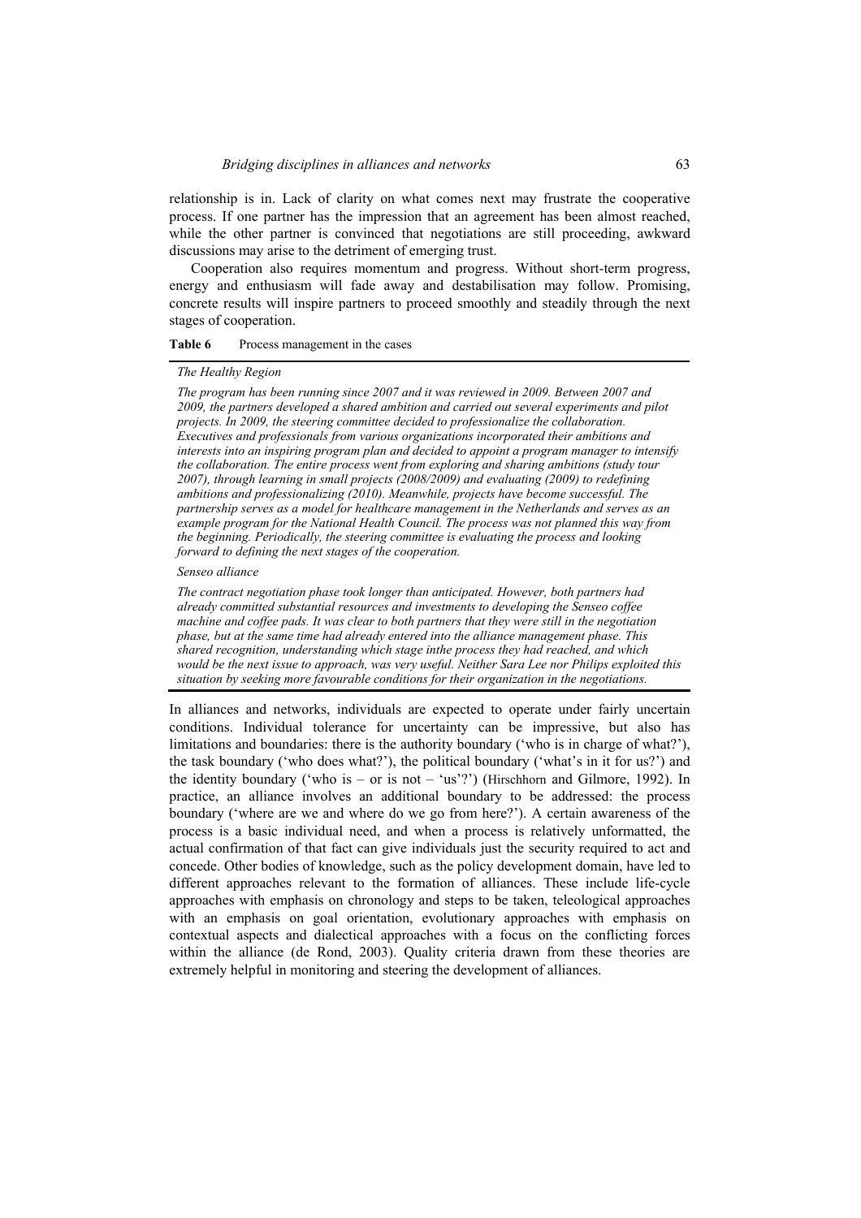relationship is in. Lack of clarity on what comes next may frustrate the cooperative process. If one partner has the impression that an agreement has been almost reached, while the other partner is convinced that negotiations are still proceeding, awkward discussions may arise to the detriment of emerging trust.

Cooperation also requires momentum and progress. Without short-term progress, energy and enthusiasm will fade away and destabilisation may follow. Promising, concrete results will inspire partners to proceed smoothly and steadily through the next stages of cooperation.

**Table 6** Process management in the cases

| |
|---|
| *The Healthy Region* |
| *The program has been running since 2007 and it was reviewed in 2009. Between 2007 and 2009, the partners developed a shared ambition and carried out several experiments and pilot projects. In 2009, the steering committee decided to professionalize the collaboration. Executives and professionals from various organizations incorporated their ambitions and interests into an inspiring program plan and decided to appoint a program manager to intensify the collaboration. The entire process went from exploring and sharing ambitions (study tour 2007), through learning in small projects (2008/2009) and evaluating (2009) to redefining ambitions and professionalizing (2010). Meanwhile, projects have become successful. The partnership serves as a model for healthcare management in the Netherlands and serves as an example program for the National Health Council. The process was not planned this way from the beginning. Periodically, the steering committee is evaluating the process and looking forward to defining the next stages of the cooperation.* |
| *Senseo alliance* |
| *The contract negotiation phase took longer than anticipated. However, both partners had already committed substantial resources and investments to developing the Senseo coffee machine and coffee pads. It was clear to both partners that they were still in the negotiation phase, but at the same time had already entered into the alliance management phase. This shared recognition, understanding which stage inthe process they had reached, and which would be the next issue to approach, was very useful. Neither Sara Lee nor Philips exploited this situation by seeking more favourable conditions for their organization in the negotiations.* |

In alliances and networks, individuals are expected to operate under fairly uncertain conditions. Individual tolerance for uncertainty can be impressive, but also has limitations and boundaries: there is the authority boundary ('who is in charge of what?'), the task boundary ('who does what?'), the political boundary ('what's in it for us?') and the identity boundary ('who is – or is not – 'us'?') (Hirschhorn and Gilmore, 1992). In practice, an alliance involves an additional boundary to be addressed: the process boundary ('where are we and where do we go from here?'). A certain awareness of the process is a basic individual need, and when a process is relatively unformatted, the actual confirmation of that fact can give individuals just the security required to act and concede. Other bodies of knowledge, such as the policy development domain, have led to different approaches relevant to the formation of alliances. These include life-cycle approaches with emphasis on chronology and steps to be taken, teleological approaches with an emphasis on goal orientation, evolutionary approaches with emphasis on contextual aspects and dialectical approaches with a focus on the conflicting forces within the alliance (de Rond, 2003). Quality criteria drawn from these theories are extremely helpful in monitoring and steering the development of alliances.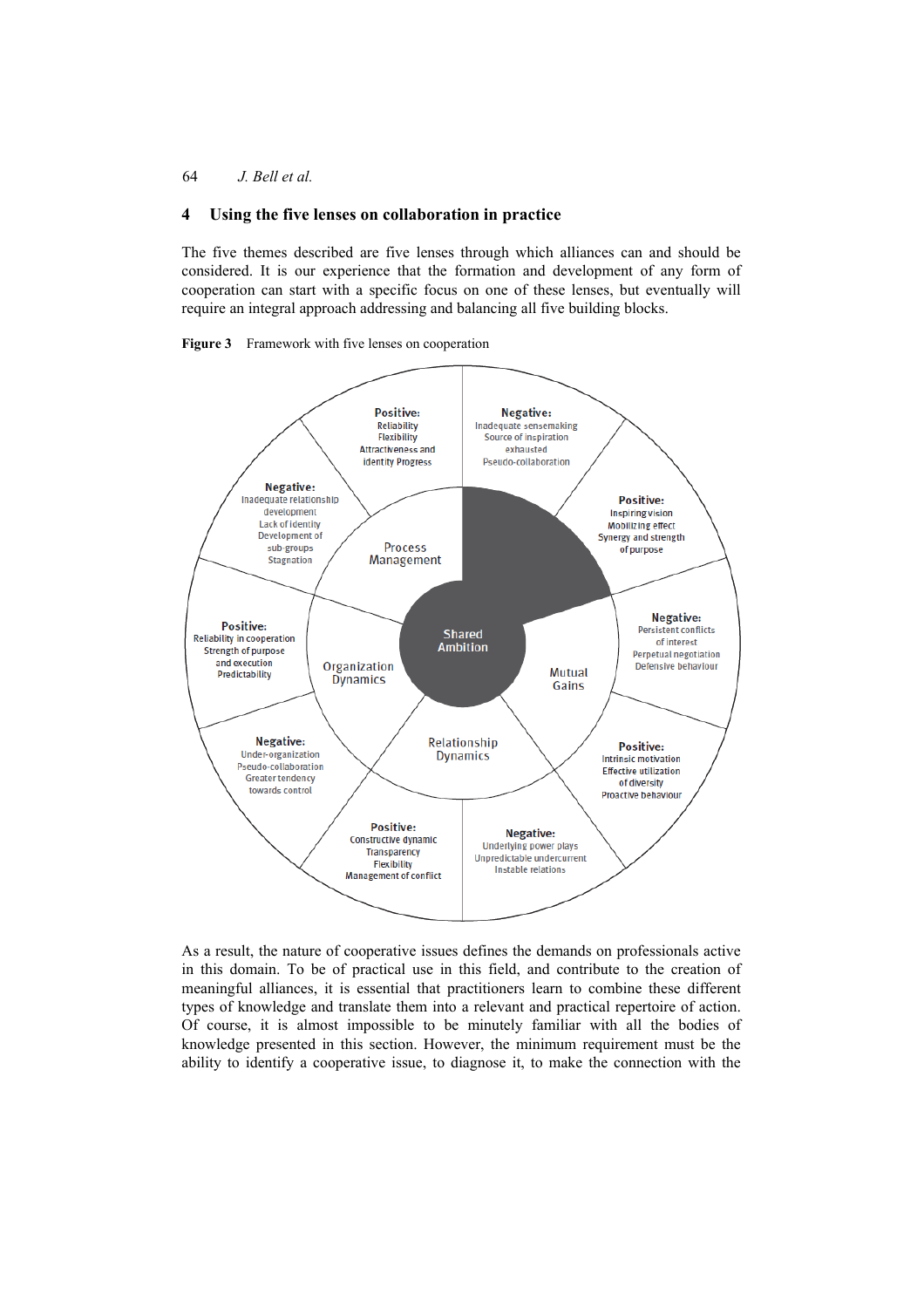## 4 Using the five lenses on collaboration in practice

The five themes described are five lenses through which alliances can and should be considered. It is our experience that the formation and development of any form of cooperation can start with a specific focus on one of these lenses, but eventually will require an integral approach addressing and balancing all five building blocks.

**Figure 3** Framework with five lenses on cooperation

Shared Ambition

**Negative:** Inadequate sensemaking; Source of inspiration exhausted; Pseudo-collaboration

**Positive:** Inspiring vision; Mobilizing effect; Synergy and strength of purpose

Mutual Gains

**Negative:** Persistent conflicts of interest; Perpetual negotiation; Defensive behaviour

**Positive:** Intrinsic motivation; Effective utilization of diversity; Proactive behaviour

Relationship Dynamics

**Negative:** Underlying power plays; Unpredictable undercurrent; Instable relations

**Positive:** Constructive dynamic; Transparency; Flexibility; Management of conflict

Organization Dynamics

**Negative:** Under-organization; Pseudo-collaboration; Greater tendency towards control

**Positive:** Reliability in cooperation; Strength of purpose and execution; Predictability

Process Management

**Negative:** Inadequate relationship development; Lack of identity; Development of sub-groups; Stagnation

**Positive:** Reliability; Flexibility; Attractiveness and identity Progress

As a result, the nature of cooperative issues defines the demands on professionals active in this domain. To be of practical use in this field, and contribute to the creation of meaningful alliances, it is essential that practitioners learn to combine these different types of knowledge and translate them into a relevant and practical repertoire of action. Of course, it is almost impossible to be minutely familiar with all the bodies of knowledge presented in this section. However, the minimum requirement must be the ability to identify a cooperative issue, to diagnose it, to make the connection with the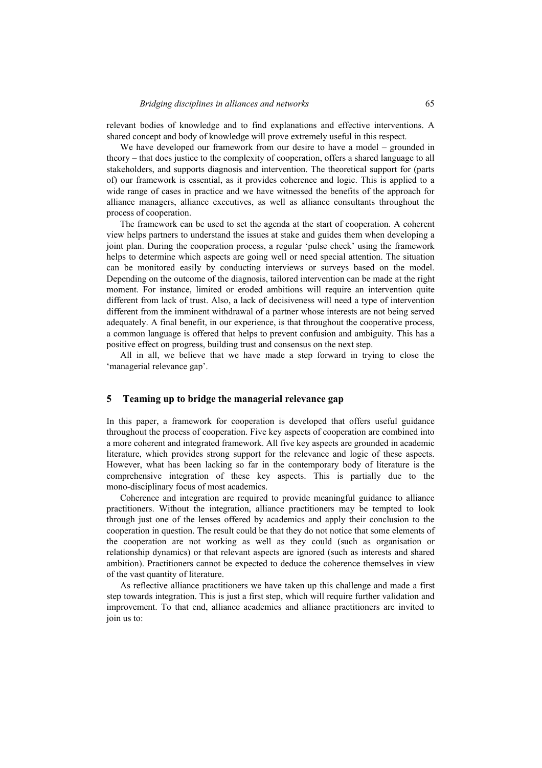relevant bodies of knowledge and to find explanations and effective interventions. A shared concept and body of knowledge will prove extremely useful in this respect.

We have developed our framework from our desire to have a model – grounded in theory – that does justice to the complexity of cooperation, offers a shared language to all stakeholders, and supports diagnosis and intervention. The theoretical support for (parts of) our framework is essential, as it provides coherence and logic. This is applied to a wide range of cases in practice and we have witnessed the benefits of the approach for alliance managers, alliance executives, as well as alliance consultants throughout the process of cooperation.

The framework can be used to set the agenda at the start of cooperation. A coherent view helps partners to understand the issues at stake and guides them when developing a joint plan. During the cooperation process, a regular 'pulse check' using the framework helps to determine which aspects are going well or need special attention. The situation can be monitored easily by conducting interviews or surveys based on the model. Depending on the outcome of the diagnosis, tailored intervention can be made at the right moment. For instance, limited or eroded ambitions will require an intervention quite different from lack of trust. Also, a lack of decisiveness will need a type of intervention different from the imminent withdrawal of a partner whose interests are not being served adequately. A final benefit, in our experience, is that throughout the cooperative process, a common language is offered that helps to prevent confusion and ambiguity. This has a positive effect on progress, building trust and consensus on the next step.

All in all, we believe that we have made a step forward in trying to close the 'managerial relevance gap'.

## 5 Teaming up to bridge the managerial relevance gap

In this paper, a framework for cooperation is developed that offers useful guidance throughout the process of cooperation. Five key aspects of cooperation are combined into a more coherent and integrated framework. All five key aspects are grounded in academic literature, which provides strong support for the relevance and logic of these aspects. However, what has been lacking so far in the contemporary body of literature is the comprehensive integration of these key aspects. This is partially due to the mono-disciplinary focus of most academics.

Coherence and integration are required to provide meaningful guidance to alliance practitioners. Without the integration, alliance practitioners may be tempted to look through just one of the lenses offered by academics and apply their conclusion to the cooperation in question. The result could be that they do not notice that some elements of the cooperation are not working as well as they could (such as organisation or relationship dynamics) or that relevant aspects are ignored (such as interests and shared ambition). Practitioners cannot be expected to deduce the coherence themselves in view of the vast quantity of literature.

As reflective alliance practitioners we have taken up this challenge and made a first step towards integration. This is just a first step, which will require further validation and improvement. To that end, alliance academics and alliance practitioners are invited to join us to: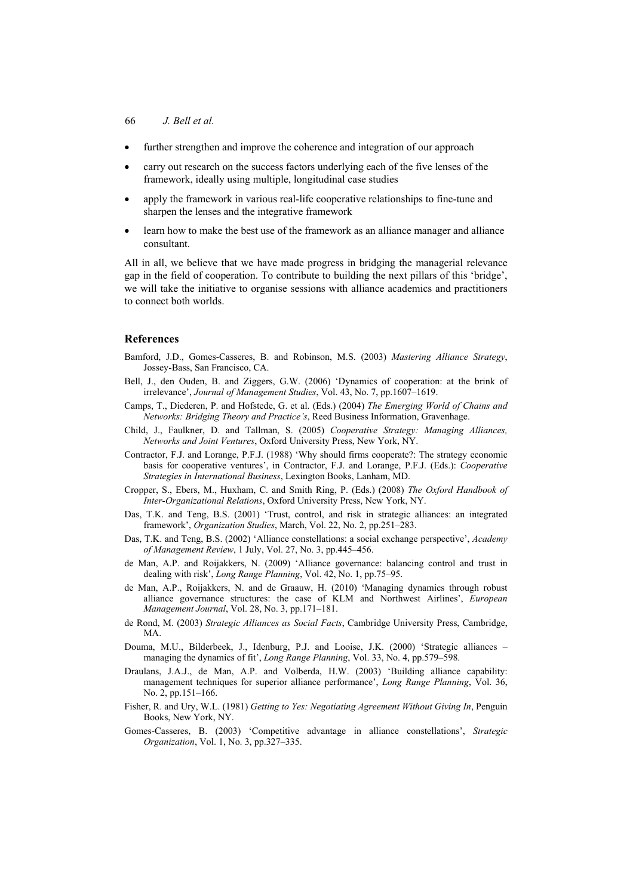- further strengthen and improve the coherence and integration of our approach
- carry out research on the success factors underlying each of the five lenses of the framework, ideally using multiple, longitudinal case studies
- apply the framework in various real-life cooperative relationships to fine-tune and sharpen the lenses and the integrative framework
- learn how to make the best use of the framework as an alliance manager and alliance consultant.

All in all, we believe that we have made progress in bridging the managerial relevance gap in the field of cooperation. To contribute to building the next pillars of this 'bridge', we will take the initiative to organise sessions with alliance academics and practitioners to connect both worlds.

## References

Bamford, J.D., Gomes-Casseres, B. and Robinson, M.S. (2003) *Mastering Alliance Strategy*, Jossey-Bass, San Francisco, CA.

Bell, J., den Ouden, B. and Ziggers, G.W. (2006) 'Dynamics of cooperation: at the brink of irrelevance', *Journal of Management Studies*, Vol. 43, No. 7, pp.1607–1619.

Camps, T., Diederen, P. and Hofstede, G. et al. (Eds.) (2004) *The Emerging World of Chains and Networks: Bridging Theory and Practice's*, Reed Business Information, Gravenhage.

Child, J., Faulkner, D. and Tallman, S. (2005) *Cooperative Strategy: Managing Alliances, Networks and Joint Ventures*, Oxford University Press, New York, NY.

Contractor, F.J. and Lorange, P.F.J. (1988) 'Why should firms cooperate?: The strategy economic basis for cooperative ventures', in Contractor, F.J. and Lorange, P.F.J. (Eds.): *Cooperative Strategies in International Business*, Lexington Books, Lanham, MD.

Cropper, S., Ebers, M., Huxham, C. and Smith Ring, P. (Eds.) (2008) *The Oxford Handbook of Inter-Organizational Relations*, Oxford University Press, New York, NY.

Das, T.K. and Teng, B.S. (2001) 'Trust, control, and risk in strategic alliances: an integrated framework', *Organization Studies*, March, Vol. 22, No. 2, pp.251–283.

Das, T.K. and Teng, B.S. (2002) 'Alliance constellations: a social exchange perspective', *Academy of Management Review*, 1 July, Vol. 27, No. 3, pp.445–456.

de Man, A.P. and Roijakkers, N. (2009) 'Alliance governance: balancing control and trust in dealing with risk', *Long Range Planning*, Vol. 42, No. 1, pp.75–95.

de Man, A.P., Roijakkers, N. and de Graauw, H. (2010) 'Managing dynamics through robust alliance governance structures: the case of KLM and Northwest Airlines', *European Management Journal*, Vol. 28, No. 3, pp.171–181.

de Rond, M. (2003) *Strategic Alliances as Social Facts*, Cambridge University Press, Cambridge, MA.

Douma, M.U., Bilderbeek, J., Idenburg, P.J. and Looise, J.K. (2000) 'Strategic alliances – managing the dynamics of fit', *Long Range Planning*, Vol. 33, No. 4, pp.579–598.

Draulans, J.A.J., de Man, A.P. and Volberda, H.W. (2003) 'Building alliance capability: management techniques for superior alliance performance', *Long Range Planning*, Vol. 36, No. 2, pp.151–166.

Fisher, R. and Ury, W.L. (1981) *Getting to Yes: Negotiating Agreement Without Giving In*, Penguin Books, New York, NY.

Gomes-Casseres, B. (2003) 'Competitive advantage in alliance constellations', *Strategic Organization*, Vol. 1, No. 3, pp.327–335.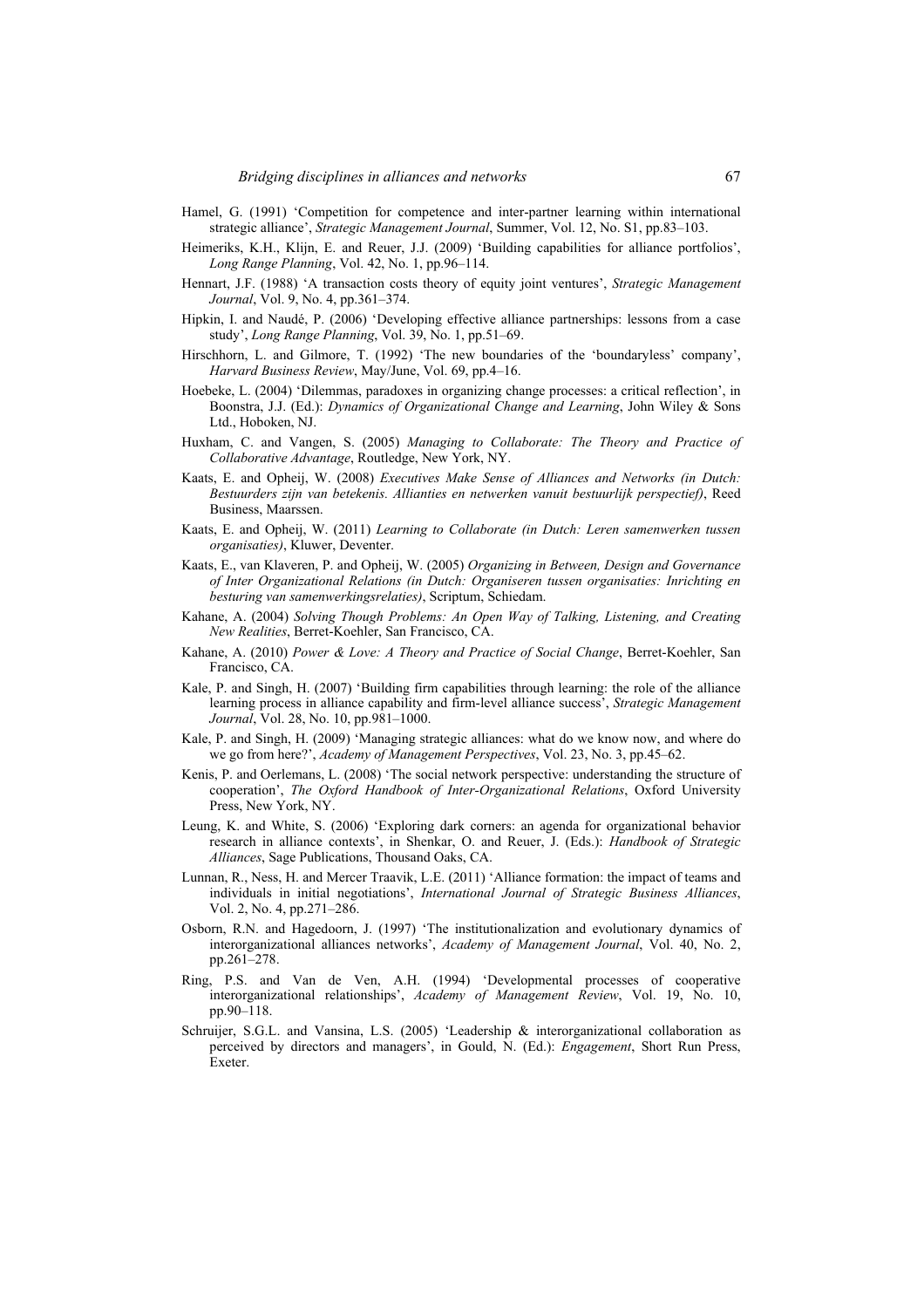Hamel, G. (1991) 'Competition for competence and inter-partner learning within international strategic alliance', *Strategic Management Journal*, Summer, Vol. 12, No. S1, pp.83–103.

Heimeriks, K.H., Klijn, E. and Reuer, J.J. (2009) 'Building capabilities for alliance portfolios', *Long Range Planning*, Vol. 42, No. 1, pp.96–114.

Hennart, J.F. (1988) 'A transaction costs theory of equity joint ventures', *Strategic Management Journal*, Vol. 9, No. 4, pp.361–374.

Hipkin, I. and Naudé, P. (2006) 'Developing effective alliance partnerships: lessons from a case study', *Long Range Planning*, Vol. 39, No. 1, pp.51–69.

Hirschhorn, L. and Gilmore, T. (1992) 'The new boundaries of the 'boundaryless' company', *Harvard Business Review*, May/June, Vol. 69, pp.4–16.

Hoebeke, L. (2004) 'Dilemmas, paradoxes in organizing change processes: a critical reflection', in Boonstra, J.J. (Ed.): *Dynamics of Organizational Change and Learning*, John Wiley & Sons Ltd., Hoboken, NJ.

Huxham, C. and Vangen, S. (2005) *Managing to Collaborate: The Theory and Practice of Collaborative Advantage*, Routledge, New York, NY.

Kaats, E. and Opheij, W. (2008) *Executives Make Sense of Alliances and Networks (in Dutch: Bestuurders zijn van betekenis. Allianties en netwerken vanuit bestuurlijk perspectief)*, Reed Business, Maarssen.

Kaats, E. and Opheij, W. (2011) *Learning to Collaborate (in Dutch: Leren samenwerken tussen organisaties)*, Kluwer, Deventer.

Kaats, E., van Klaveren, P. and Opheij, W. (2005) *Organizing in Between, Design and Governance of Inter Organizational Relations (in Dutch: Organiseren tussen organisaties: Inrichting en besturing van samenwerkingsrelaties)*, Scriptum, Schiedam.

Kahane, A. (2004) *Solving Though Problems: An Open Way of Talking, Listening, and Creating New Realities*, Berret-Koehler, San Francisco, CA.

Kahane, A. (2010) *Power & Love: A Theory and Practice of Social Change*, Berret-Koehler, San Francisco, CA.

Kale, P. and Singh, H. (2007) 'Building firm capabilities through learning: the role of the alliance learning process in alliance capability and firm-level alliance success', *Strategic Management Journal*, Vol. 28, No. 10, pp.981–1000.

Kale, P. and Singh, H. (2009) 'Managing strategic alliances: what do we know now, and where do we go from here?', *Academy of Management Perspectives*, Vol. 23, No. 3, pp.45–62.

Kenis, P. and Oerlemans, L. (2008) 'The social network perspective: understanding the structure of cooperation', *The Oxford Handbook of Inter-Organizational Relations*, Oxford University Press, New York, NY.

Leung, K. and White, S. (2006) 'Exploring dark corners: an agenda for organizational behavior research in alliance contexts', in Shenkar, O. and Reuer, J. (Eds.): *Handbook of Strategic Alliances*, Sage Publications, Thousand Oaks, CA.

Lunnan, R., Ness, H. and Mercer Traavik, L.E. (2011) 'Alliance formation: the impact of teams and individuals in initial negotiations', *International Journal of Strategic Business Alliances*, Vol. 2, No. 4, pp.271–286.

Osborn, R.N. and Hagedoorn, J. (1997) 'The institutionalization and evolutionary dynamics of interorganizational alliances networks', *Academy of Management Journal*, Vol. 40, No. 2, pp.261–278.

Ring, P.S. and Van de Ven, A.H. (1994) 'Developmental processes of cooperative interorganizational relationships', *Academy of Management Review*, Vol. 19, No. 10, pp.90–118.

Schruijer, S.G.L. and Vansina, L.S. (2005) 'Leadership & interorganizational collaboration as perceived by directors and managers', in Gould, N. (Ed.): *Engagement*, Short Run Press, Exeter.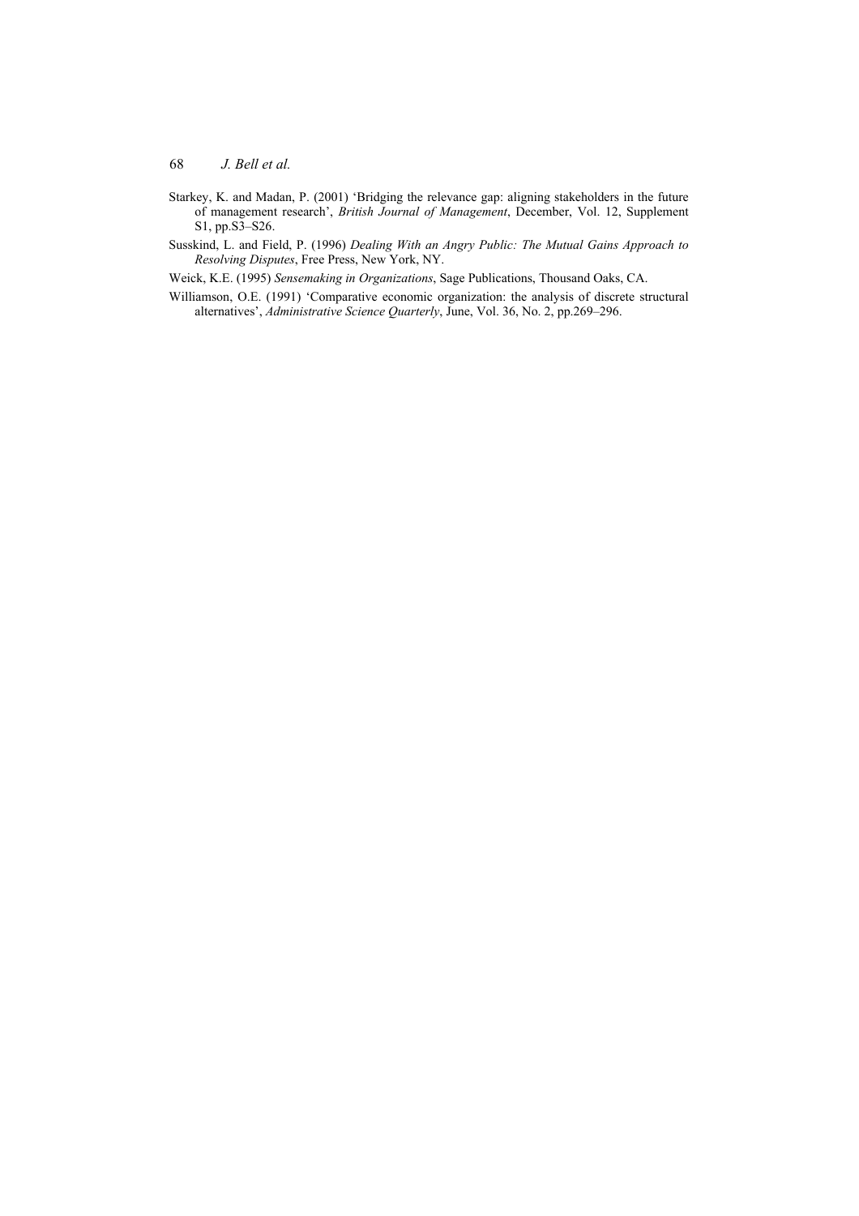Starkey, K. and Madan, P. (2001) 'Bridging the relevance gap: aligning stakeholders in the future of management research', *British Journal of Management*, December, Vol. 12, Supplement S1, pp.S3–S26.

Susskind, L. and Field, P. (1996) *Dealing With an Angry Public: The Mutual Gains Approach to Resolving Disputes*, Free Press, New York, NY.

Weick, K.E. (1995) *Sensemaking in Organizations*, Sage Publications, Thousand Oaks, CA.

Williamson, O.E. (1991) 'Comparative economic organization: the analysis of discrete structural alternatives', *Administrative Science Quarterly*, June, Vol. 36, No. 2, pp.269–296.